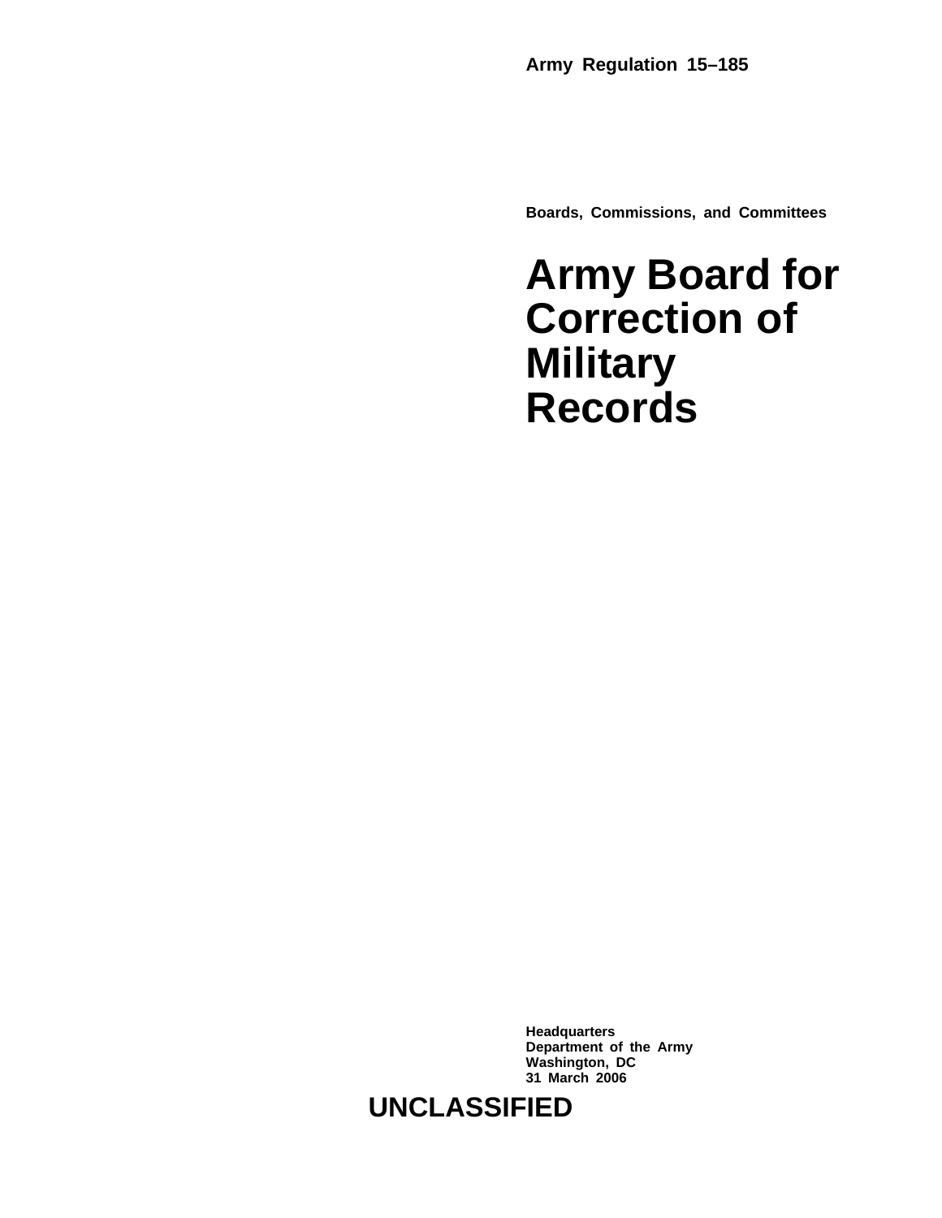**Army Regulation 15–185**

**Boards, Commissions, and Committees**

# Army Board for Correction of Military Records

**Headquarters**
**Department of the Army**
**Washington, DC**
**31 March 2006**

**UNCLASSIFIED**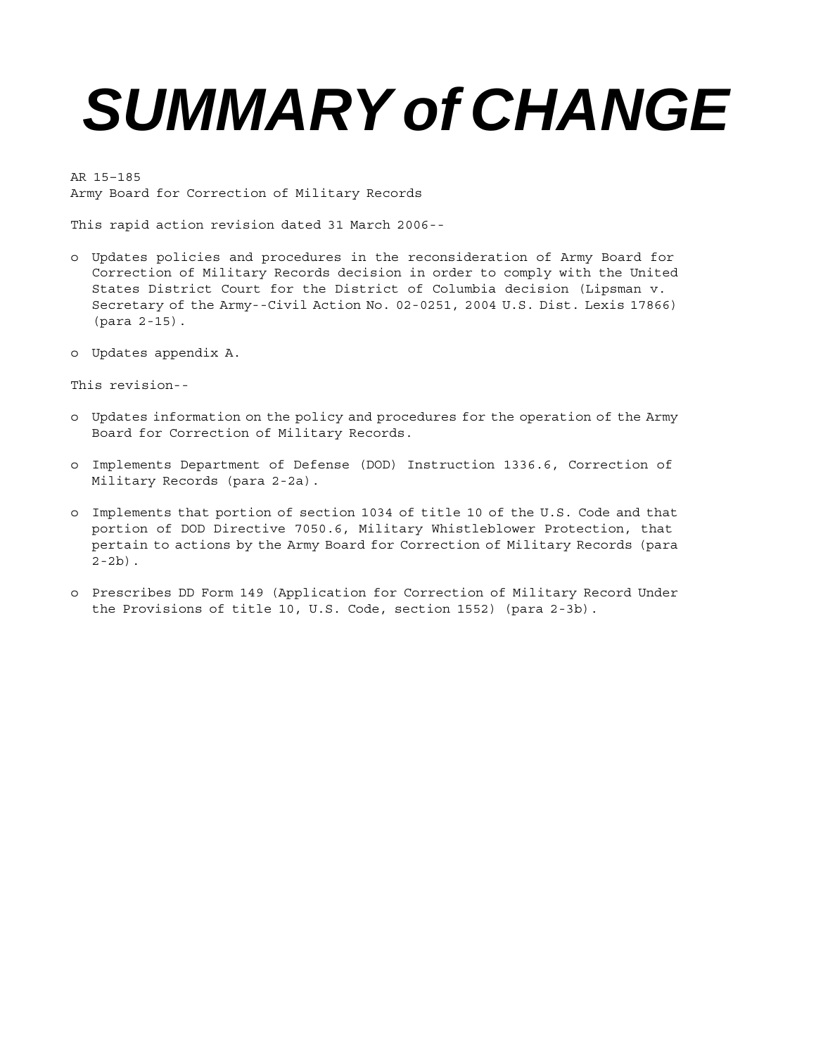# *SUMMARY of CHANGE*

AR 15–185
Army Board for Correction of Military Records

This rapid action revision dated 31 March 2006--

- o Updates policies and procedures in the reconsideration of Army Board for Correction of Military Records decision in order to comply with the United States District Court for the District of Columbia decision (Lipsman v. Secretary of the Army--Civil Action No. 02-0251, 2004 U.S. Dist. Lexis 17866) (para 2-15).
- o Updates appendix A.

This revision--

- o Updates information on the policy and procedures for the operation of the Army Board for Correction of Military Records.
- o Implements Department of Defense (DOD) Instruction 1336.6, Correction of Military Records (para 2-2a).
- o Implements that portion of section 1034 of title 10 of the U.S. Code and that portion of DOD Directive 7050.6, Military Whistleblower Protection, that pertain to actions by the Army Board for Correction of Military Records (para 2-2b).
- o Prescribes DD Form 149 (Application for Correction of Military Record Under the Provisions of title 10, U.S. Code, section 1552) (para 2-3b).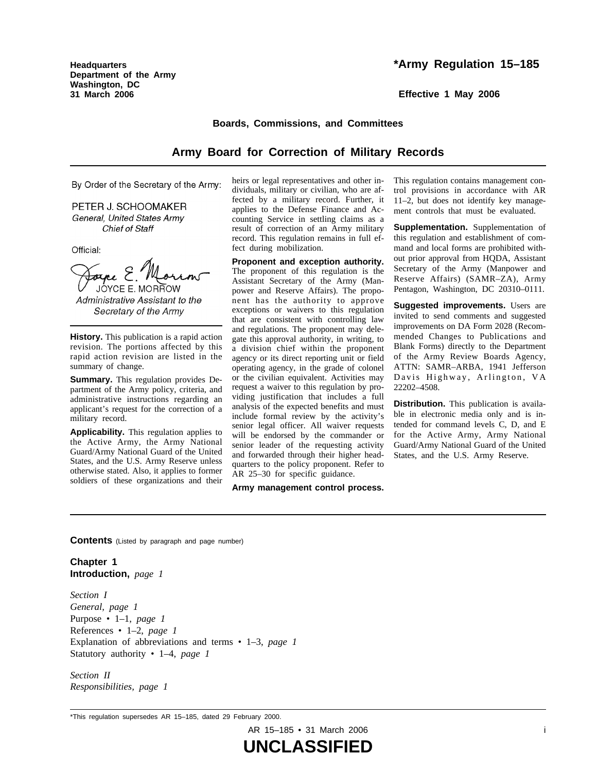**Headquarters**
**Department of the Army**
**Washington, DC**
**31 March 2006**

**\*Army Regulation 15–185**

**Effective 1 May 2006**

**Boards, Commissions, and Committees**

# Army Board for Correction of Military Records

By Order of the Secretary of the Army:

PETER J. SCHOOMAKER
*General, United States Army*
*Chief of Staff*

Official:

JOYCE E. MORROW
*Administrative Assistant to the Secretary of the Army*

**History.** This publication is a rapid action revision. The portions affected by this rapid action revision are listed in the summary of change.

**Summary.** This regulation provides Department of the Army policy, criteria, and administrative instructions regarding an applicant's request for the correction of a military record.

**Applicability.** This regulation applies to the Active Army, the Army National Guard/Army National Guard of the United States, and the U.S. Army Reserve unless otherwise stated. Also, it applies to former soldiers of these organizations and their heirs or legal representatives and other individuals, military or civilian, who are affected by a military record. Further, it applies to the Defense Finance and Accounting Service in settling claims as a result of correction of an Army military record. This regulation remains in full effect during mobilization.

**Proponent and exception authority.** The proponent of this regulation is the Assistant Secretary of the Army (Manpower and Reserve Affairs). The proponent has the authority to approve exceptions or waivers to this regulation that are consistent with controlling law and regulations. The proponent may delegate this approval authority, in writing, to a division chief within the proponent agency or its direct reporting unit or field operating agency, in the grade of colonel or the civilian equivalent. Activities may request a waiver to this regulation by providing justification that includes a full analysis of the expected benefits and must include formal review by the activity's senior legal officer. All waiver requests will be endorsed by the commander or senior leader of the requesting activity and forwarded through their higher headquarters to the policy proponent. Refer to AR 25–30 for specific guidance.

**Army management control process.** This regulation contains management control provisions in accordance with AR 11–2, but does not identify key management controls that must be evaluated.

**Supplementation.** Supplementation of this regulation and establishment of command and local forms are prohibited without prior approval from HQDA, Assistant Secretary of the Army (Manpower and Reserve Affairs) (SAMR–ZA), Army Pentagon, Washington, DC 20310–0111.

**Suggested improvements.** Users are invited to send comments and suggested improvements on DA Form 2028 (Recommended Changes to Publications and Blank Forms) directly to the Department of the Army Review Boards Agency, ATTN: SAMR–ARBA, 1941 Jefferson Davis Highway, Arlington, VA 22202–4508.

**Distribution.** This publication is available in electronic media only and is intended for command levels C, D, and E for the Active Army, Army National Guard/Army National Guard of the United States, and the U.S. Army Reserve.

**Contents** (Listed by paragraph and page number)

**Chapter 1**
**Introduction,** *page 1*

*Section I*
*General, page 1*
Purpose • 1–1, *page 1*
References • 1–2, *page 1*
Explanation of abbreviations and terms • 1–3, *page 1*
Statutory authority • 1–4, *page 1*

*Section II*
*Responsibilities, page 1*

\*This regulation supersedes AR 15–185, dated 29 February 2000.

**UNCLASSIFIED**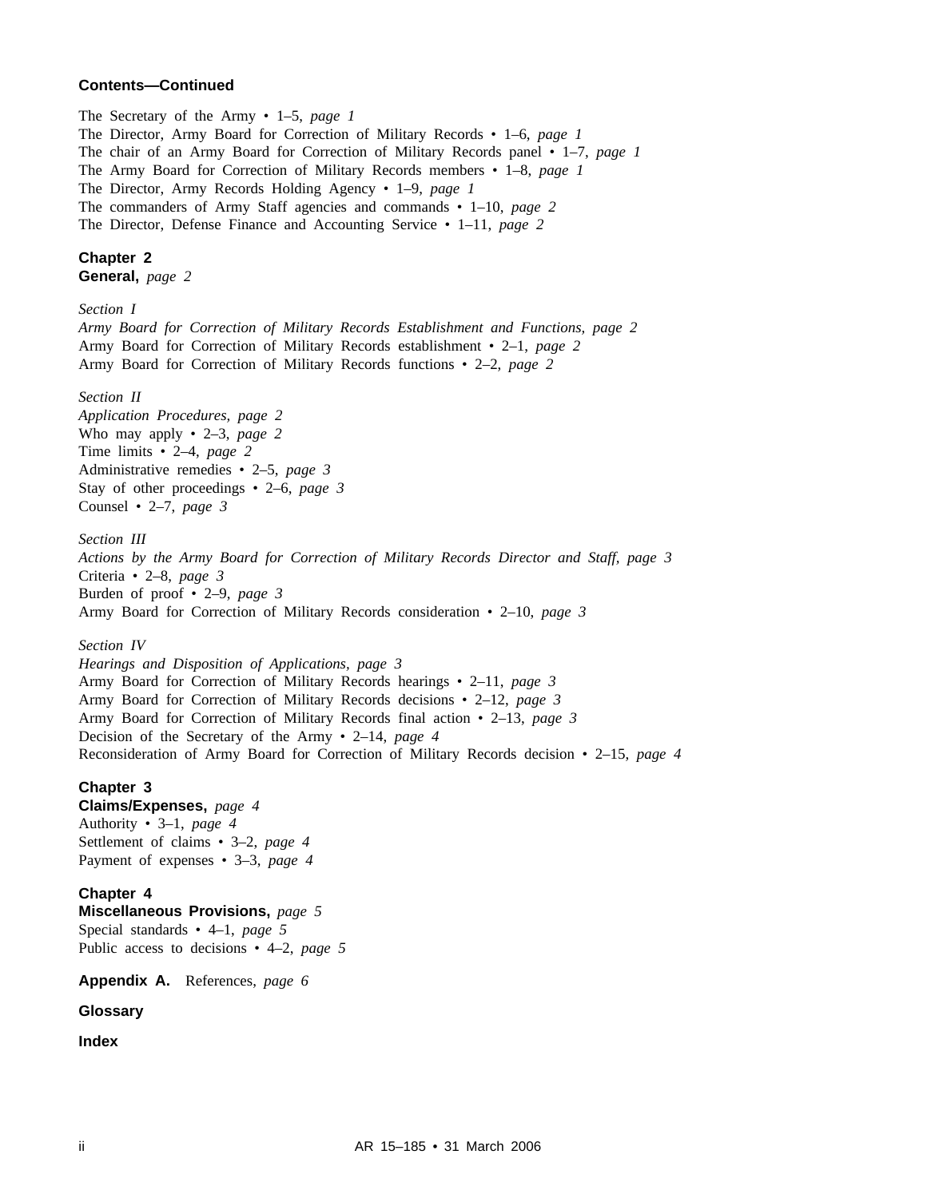**Contents—Continued**

The Secretary of the Army • 1–5, *page 1*
The Director, Army Board for Correction of Military Records • 1–6, *page 1*
The chair of an Army Board for Correction of Military Records panel • 1–7, *page 1*
The Army Board for Correction of Military Records members • 1–8, *page 1*
The Director, Army Records Holding Agency • 1–9, *page 1*
The commanders of Army Staff agencies and commands • 1–10, *page 2*
The Director, Defense Finance and Accounting Service • 1–11, *page 2*

**Chapter 2**
**General,** *page 2*

*Section I*
*Army Board for Correction of Military Records Establishment and Functions, page 2*
Army Board for Correction of Military Records establishment • 2–1, *page 2*
Army Board for Correction of Military Records functions • 2–2, *page 2*

*Section II*
*Application Procedures, page 2*
Who may apply • 2–3, *page 2*
Time limits • 2–4, *page 2*
Administrative remedies • 2–5, *page 3*
Stay of other proceedings • 2–6, *page 3*
Counsel • 2–7, *page 3*

*Section III*
*Actions by the Army Board for Correction of Military Records Director and Staff, page 3*
Criteria • 2–8, *page 3*
Burden of proof • 2–9, *page 3*
Army Board for Correction of Military Records consideration • 2–10, *page 3*

*Section IV*
*Hearings and Disposition of Applications, page 3*
Army Board for Correction of Military Records hearings • 2–11, *page 3*
Army Board for Correction of Military Records decisions • 2–12, *page 3*
Army Board for Correction of Military Records final action • 2–13, *page 3*
Decision of the Secretary of the Army • 2–14, *page 4*
Reconsideration of Army Board for Correction of Military Records decision • 2–15, *page 4*

**Chapter 3**
**Claims/Expenses,** *page 4*
Authority • 3–1, *page 4*
Settlement of claims • 3–2, *page 4*
Payment of expenses • 3–3, *page 4*

**Chapter 4**
**Miscellaneous Provisions,** *page 5*
Special standards • 4–1, *page 5*
Public access to decisions • 4–2, *page 5*

**Appendix A.** References, *page 6*

**Glossary**

**Index**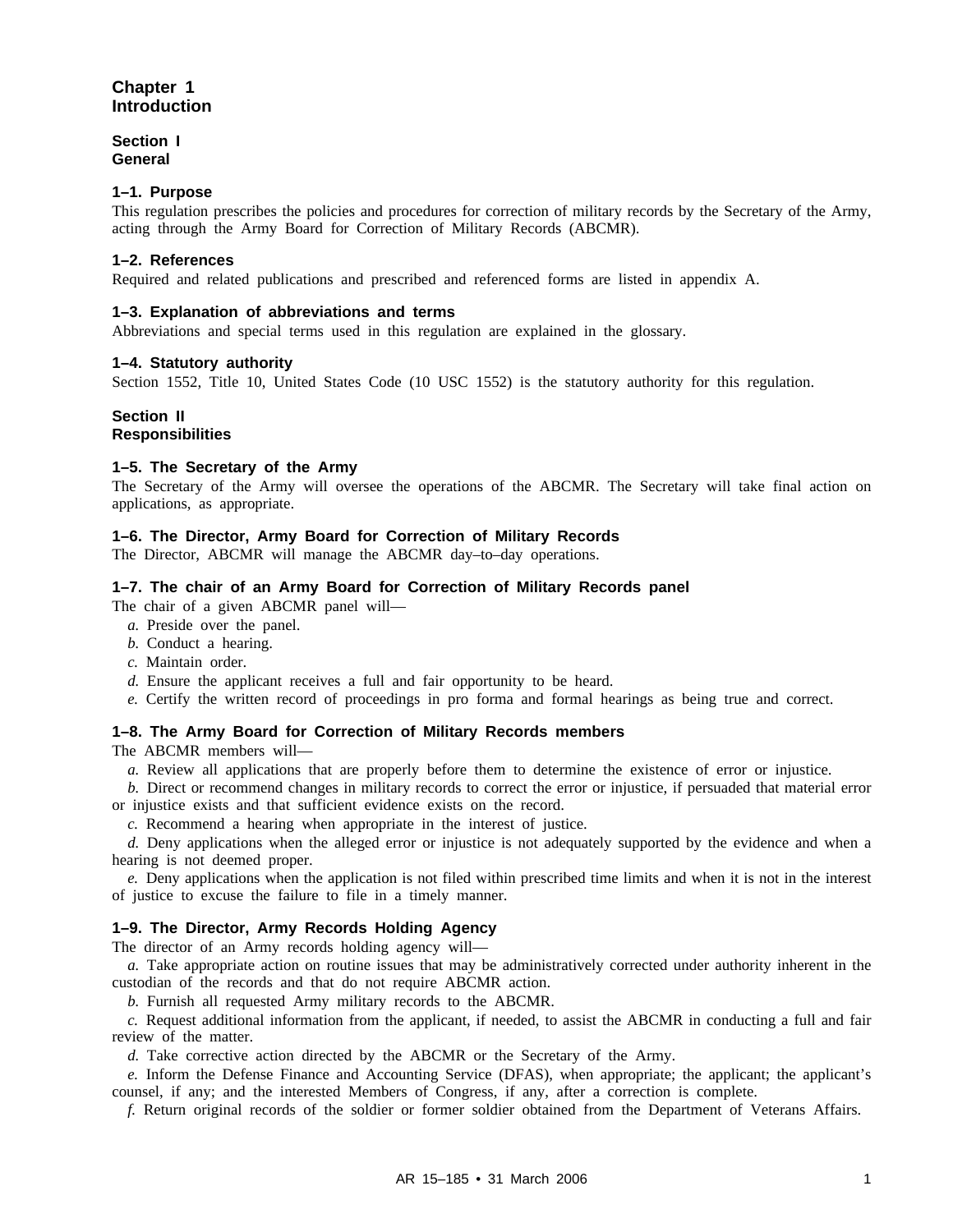# Chapter 1
# Introduction

## Section I
## General

### 1–1. Purpose

This regulation prescribes the policies and procedures for correction of military records by the Secretary of the Army, acting through the Army Board for Correction of Military Records (ABCMR).

### 1–2. References

Required and related publications and prescribed and referenced forms are listed in appendix A.

### 1–3. Explanation of abbreviations and terms

Abbreviations and special terms used in this regulation are explained in the glossary.

### 1–4. Statutory authority

Section 1552, Title 10, United States Code (10 USC 1552) is the statutory authority for this regulation.

## Section II
## Responsibilities

### 1–5. The Secretary of the Army

The Secretary of the Army will oversee the operations of the ABCMR. The Secretary will take final action on applications, as appropriate.

### 1–6. The Director, Army Board for Correction of Military Records

The Director, ABCMR will manage the ABCMR day–to–day operations.

### 1–7. The chair of an Army Board for Correction of Military Records panel

The chair of a given ABCMR panel will—

*a.* Preside over the panel.

*b.* Conduct a hearing.

*c.* Maintain order.

*d.* Ensure the applicant receives a full and fair opportunity to be heard.

*e.* Certify the written record of proceedings in pro forma and formal hearings as being true and correct.

### 1–8. The Army Board for Correction of Military Records members

The ABCMR members will—

*a.* Review all applications that are properly before them to determine the existence of error or injustice.

*b.* Direct or recommend changes in military records to correct the error or injustice, if persuaded that material error or injustice exists and that sufficient evidence exists on the record.

*c.* Recommend a hearing when appropriate in the interest of justice.

*d.* Deny applications when the alleged error or injustice is not adequately supported by the evidence and when a hearing is not deemed proper.

*e.* Deny applications when the application is not filed within prescribed time limits and when it is not in the interest of justice to excuse the failure to file in a timely manner.

### 1–9. The Director, Army Records Holding Agency

The director of an Army records holding agency will—

*a.* Take appropriate action on routine issues that may be administratively corrected under authority inherent in the custodian of the records and that do not require ABCMR action.

*b.* Furnish all requested Army military records to the ABCMR.

*c.* Request additional information from the applicant, if needed, to assist the ABCMR in conducting a full and fair review of the matter.

*d.* Take corrective action directed by the ABCMR or the Secretary of the Army.

*e.* Inform the Defense Finance and Accounting Service (DFAS), when appropriate; the applicant; the applicant's counsel, if any; and the interested Members of Congress, if any, after a correction is complete.

*f.* Return original records of the soldier or former soldier obtained from the Department of Veterans Affairs.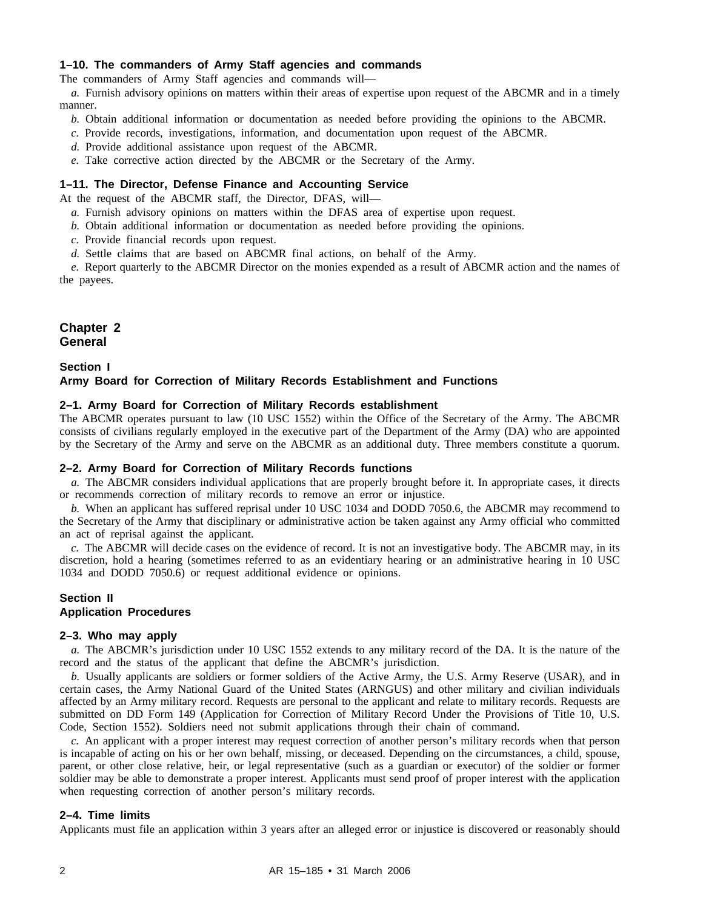### 1–10. The commanders of Army Staff agencies and commands

The commanders of Army Staff agencies and commands will—

*a.* Furnish advisory opinions on matters within their areas of expertise upon request of the ABCMR and in a timely manner.

*b.* Obtain additional information or documentation as needed before providing the opinions to the ABCMR.

*c.* Provide records, investigations, information, and documentation upon request of the ABCMR.

*d.* Provide additional assistance upon request of the ABCMR.

*e.* Take corrective action directed by the ABCMR or the Secretary of the Army.

### 1–11. The Director, Defense Finance and Accounting Service

At the request of the ABCMR staff, the Director, DFAS, will—

*a.* Furnish advisory opinions on matters within the DFAS area of expertise upon request.

*b.* Obtain additional information or documentation as needed before providing the opinions.

*c.* Provide financial records upon request.

*d.* Settle claims that are based on ABCMR final actions, on behalf of the Army.

*e.* Report quarterly to the ABCMR Director on the monies expended as a result of ABCMR action and the names of the payees.

# Chapter 2
# General

## Section I
## Army Board for Correction of Military Records Establishment and Functions

### 2–1. Army Board for Correction of Military Records establishment

The ABCMR operates pursuant to law (10 USC 1552) within the Office of the Secretary of the Army. The ABCMR consists of civilians regularly employed in the executive part of the Department of the Army (DA) who are appointed by the Secretary of the Army and serve on the ABCMR as an additional duty. Three members constitute a quorum.

### 2–2. Army Board for Correction of Military Records functions

*a.* The ABCMR considers individual applications that are properly brought before it. In appropriate cases, it directs or recommends correction of military records to remove an error or injustice.

*b.* When an applicant has suffered reprisal under 10 USC 1034 and DODD 7050.6, the ABCMR may recommend to the Secretary of the Army that disciplinary or administrative action be taken against any Army official who committed an act of reprisal against the applicant.

*c.* The ABCMR will decide cases on the evidence of record. It is not an investigative body. The ABCMR may, in its discretion, hold a hearing (sometimes referred to as an evidentiary hearing or an administrative hearing in 10 USC 1034 and DODD 7050.6) or request additional evidence or opinions.

## Section II
## Application Procedures

### 2–3. Who may apply

*a.* The ABCMR's jurisdiction under 10 USC 1552 extends to any military record of the DA. It is the nature of the record and the status of the applicant that define the ABCMR's jurisdiction.

*b.* Usually applicants are soldiers or former soldiers of the Active Army, the U.S. Army Reserve (USAR), and in certain cases, the Army National Guard of the United States (ARNGUS) and other military and civilian individuals affected by an Army military record. Requests are personal to the applicant and relate to military records. Requests are submitted on DD Form 149 (Application for Correction of Military Record Under the Provisions of Title 10, U.S. Code, Section 1552). Soldiers need not submit applications through their chain of command.

*c.* An applicant with a proper interest may request correction of another person's military records when that person is incapable of acting on his or her own behalf, missing, or deceased. Depending on the circumstances, a child, spouse, parent, or other close relative, heir, or legal representative (such as a guardian or executor) of the soldier or former soldier may be able to demonstrate a proper interest. Applicants must send proof of proper interest with the application when requesting correction of another person's military records.

### 2–4. Time limits

Applicants must file an application within 3 years after an alleged error or injustice is discovered or reasonably should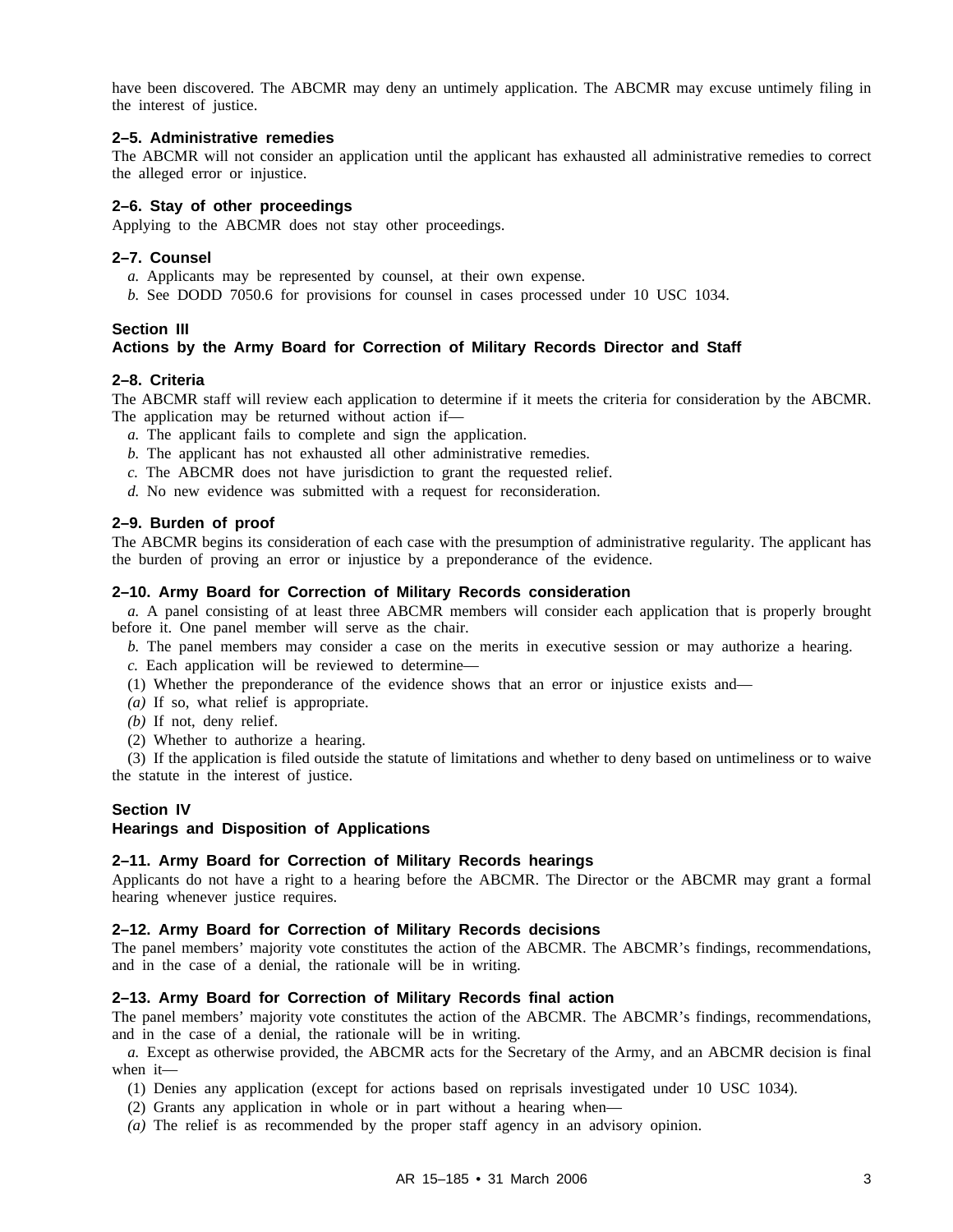have been discovered. The ABCMR may deny an untimely application. The ABCMR may excuse untimely filing in the interest of justice.

### 2–5. Administrative remedies

The ABCMR will not consider an application until the applicant has exhausted all administrative remedies to correct the alleged error or injustice.

### 2–6. Stay of other proceedings

Applying to the ABCMR does not stay other proceedings.

### 2–7. Counsel

*a.* Applicants may be represented by counsel, at their own expense.

*b.* See DODD 7050.6 for provisions for counsel in cases processed under 10 USC 1034.

## Section III
## Actions by the Army Board for Correction of Military Records Director and Staff

### 2–8. Criteria

The ABCMR staff will review each application to determine if it meets the criteria for consideration by the ABCMR. The application may be returned without action if—

*a.* The applicant fails to complete and sign the application.

*b.* The applicant has not exhausted all other administrative remedies.

*c.* The ABCMR does not have jurisdiction to grant the requested relief.

*d.* No new evidence was submitted with a request for reconsideration.

### 2–9. Burden of proof

The ABCMR begins its consideration of each case with the presumption of administrative regularity. The applicant has the burden of proving an error or injustice by a preponderance of the evidence.

### 2–10. Army Board for Correction of Military Records consideration

*a.* A panel consisting of at least three ABCMR members will consider each application that is properly brought before it. One panel member will serve as the chair.

*b.* The panel members may consider a case on the merits in executive session or may authorize a hearing.

*c.* Each application will be reviewed to determine—

(1) Whether the preponderance of the evidence shows that an error or injustice exists and—

*(a)* If so, what relief is appropriate.

*(b)* If not, deny relief.

(2) Whether to authorize a hearing.

(3) If the application is filed outside the statute of limitations and whether to deny based on untimeliness or to waive the statute in the interest of justice.

## Section IV
## Hearings and Disposition of Applications

### 2–11. Army Board for Correction of Military Records hearings

Applicants do not have a right to a hearing before the ABCMR. The Director or the ABCMR may grant a formal hearing whenever justice requires.

### 2–12. Army Board for Correction of Military Records decisions

The panel members' majority vote constitutes the action of the ABCMR. The ABCMR's findings, recommendations, and in the case of a denial, the rationale will be in writing.

### 2–13. Army Board for Correction of Military Records final action

The panel members' majority vote constitutes the action of the ABCMR. The ABCMR's findings, recommendations, and in the case of a denial, the rationale will be in writing.

*a.* Except as otherwise provided, the ABCMR acts for the Secretary of the Army, and an ABCMR decision is final when it—

(1) Denies any application (except for actions based on reprisals investigated under 10 USC 1034).

(2) Grants any application in whole or in part without a hearing when—

*(a)* The relief is as recommended by the proper staff agency in an advisory opinion.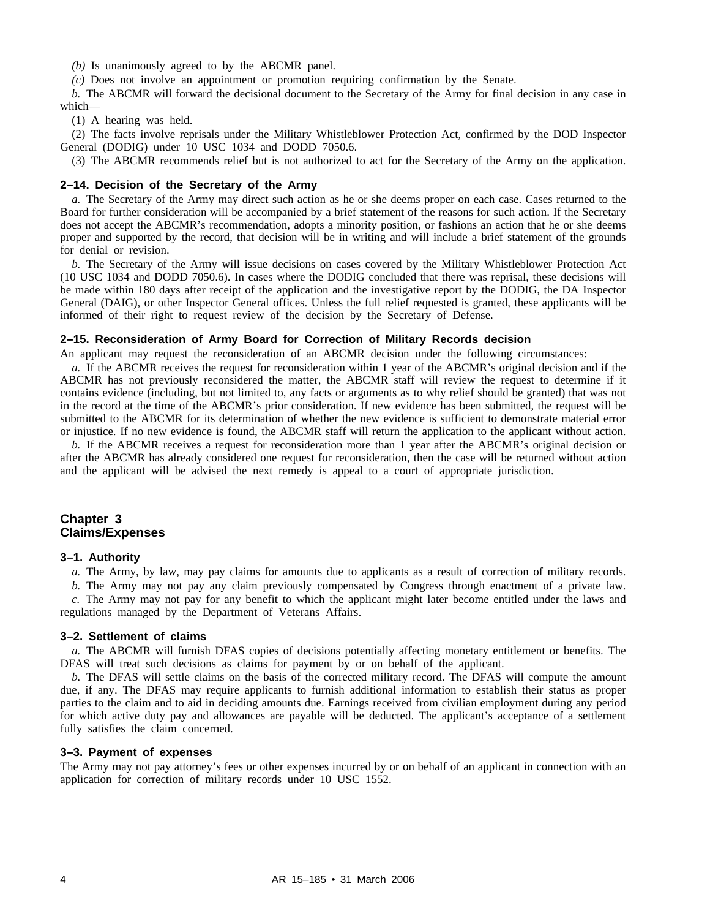*(b)* Is unanimously agreed to by the ABCMR panel.

*(c)* Does not involve an appointment or promotion requiring confirmation by the Senate.

*b.* The ABCMR will forward the decisional document to the Secretary of the Army for final decision in any case in which—

(1) A hearing was held.

(2) The facts involve reprisals under the Military Whistleblower Protection Act, confirmed by the DOD Inspector General (DODIG) under 10 USC 1034 and DODD 7050.6.

(3) The ABCMR recommends relief but is not authorized to act for the Secretary of the Army on the application.

### 2–14. Decision of the Secretary of the Army

*a.* The Secretary of the Army may direct such action as he or she deems proper on each case. Cases returned to the Board for further consideration will be accompanied by a brief statement of the reasons for such action. If the Secretary does not accept the ABCMR's recommendation, adopts a minority position, or fashions an action that he or she deems proper and supported by the record, that decision will be in writing and will include a brief statement of the grounds for denial or revision.

*b.* The Secretary of the Army will issue decisions on cases covered by the Military Whistleblower Protection Act (10 USC 1034 and DODD 7050.6). In cases where the DODIG concluded that there was reprisal, these decisions will be made within 180 days after receipt of the application and the investigative report by the DODIG, the DA Inspector General (DAIG), or other Inspector General offices. Unless the full relief requested is granted, these applicants will be informed of their right to request review of the decision by the Secretary of Defense.

### 2–15. Reconsideration of Army Board for Correction of Military Records decision

An applicant may request the reconsideration of an ABCMR decision under the following circumstances:

*a.* If the ABCMR receives the request for reconsideration within 1 year of the ABCMR's original decision and if the ABCMR has not previously reconsidered the matter, the ABCMR staff will review the request to determine if it contains evidence (including, but not limited to, any facts or arguments as to why relief should be granted) that was not in the record at the time of the ABCMR's prior consideration. If new evidence has been submitted, the request will be submitted to the ABCMR for its determination of whether the new evidence is sufficient to demonstrate material error or injustice. If no new evidence is found, the ABCMR staff will return the application to the applicant without action.

*b.* If the ABCMR receives a request for reconsideration more than 1 year after the ABCMR's original decision or after the ABCMR has already considered one request for reconsideration, then the case will be returned without action and the applicant will be advised the next remedy is appeal to a court of appropriate jurisdiction.

## Chapter 3
## Claims/Expenses

### 3–1. Authority

*a.* The Army, by law, may pay claims for amounts due to applicants as a result of correction of military records.

*b.* The Army may not pay any claim previously compensated by Congress through enactment of a private law.

*c.* The Army may not pay for any benefit to which the applicant might later become entitled under the laws and regulations managed by the Department of Veterans Affairs.

### 3–2. Settlement of claims

*a.* The ABCMR will furnish DFAS copies of decisions potentially affecting monetary entitlement or benefits. The DFAS will treat such decisions as claims for payment by or on behalf of the applicant.

*b.* The DFAS will settle claims on the basis of the corrected military record. The DFAS will compute the amount due, if any. The DFAS may require applicants to furnish additional information to establish their status as proper parties to the claim and to aid in deciding amounts due. Earnings received from civilian employment during any period for which active duty pay and allowances are payable will be deducted. The applicant's acceptance of a settlement fully satisfies the claim concerned.

### 3–3. Payment of expenses

The Army may not pay attorney's fees or other expenses incurred by or on behalf of an applicant in connection with an application for correction of military records under 10 USC 1552.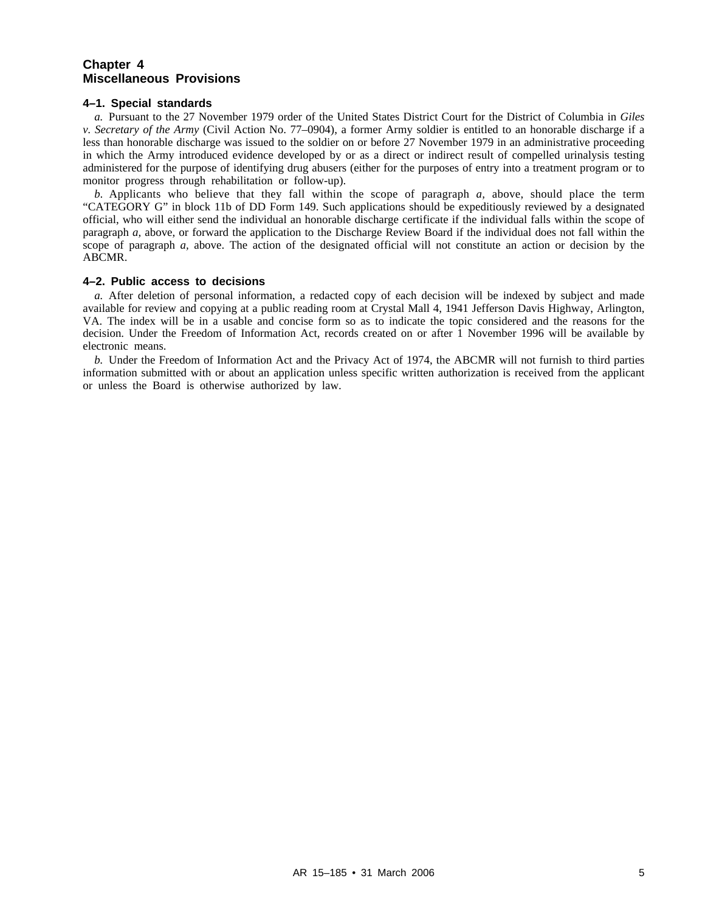# Chapter 4
# Miscellaneous Provisions

## 4–1. Special standards

*a.* Pursuant to the 27 November 1979 order of the United States District Court for the District of Columbia in *Giles v. Secretary of the Army* (Civil Action No. 77–0904), a former Army soldier is entitled to an honorable discharge if a less than honorable discharge was issued to the soldier on or before 27 November 1979 in an administrative proceeding in which the Army introduced evidence developed by or as a direct or indirect result of compelled urinalysis testing administered for the purpose of identifying drug abusers (either for the purposes of entry into a treatment program or to monitor progress through rehabilitation or follow-up).

*b.* Applicants who believe that they fall within the scope of paragraph *a,* above, should place the term “CATEGORY G” in block 11b of DD Form 149. Such applications should be expeditiously reviewed by a designated official, who will either send the individual an honorable discharge certificate if the individual falls within the scope of paragraph *a,* above, or forward the application to the Discharge Review Board if the individual does not fall within the scope of paragraph *a,* above. The action of the designated official will not constitute an action or decision by the ABCMR.

## 4–2. Public access to decisions

*a.* After deletion of personal information, a redacted copy of each decision will be indexed by subject and made available for review and copying at a public reading room at Crystal Mall 4, 1941 Jefferson Davis Highway, Arlington, VA. The index will be in a usable and concise form so as to indicate the topic considered and the reasons for the decision. Under the Freedom of Information Act, records created on or after 1 November 1996 will be available by electronic means.

*b.* Under the Freedom of Information Act and the Privacy Act of 1974, the ABCMR will not furnish to third parties information submitted with or about an application unless specific written authorization is received from the applicant or unless the Board is otherwise authorized by law.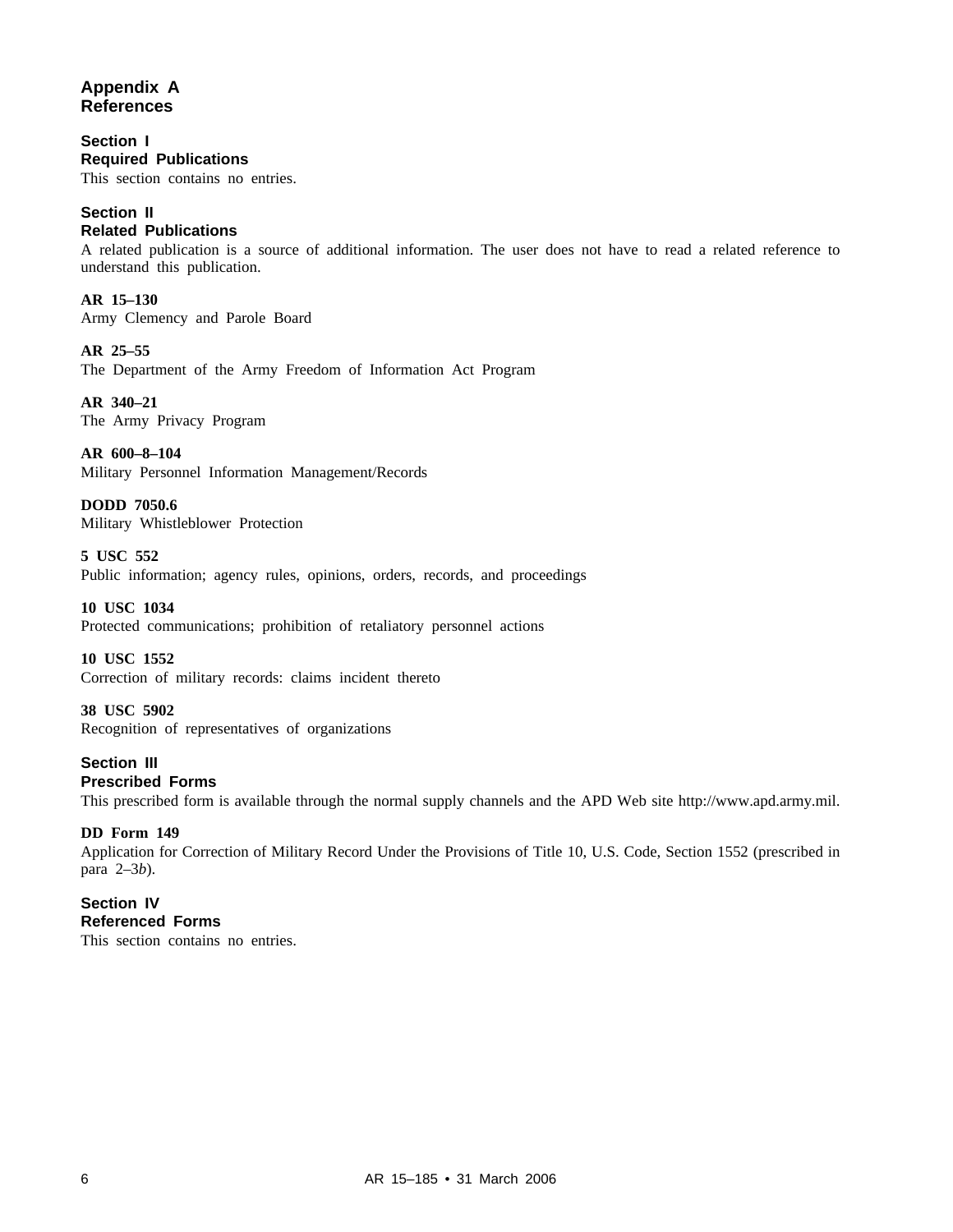# Appendix A
# References

## Section I
## Required Publications

This section contains no entries.

## Section II
## Related Publications

A related publication is a source of additional information. The user does not have to read a related reference to understand this publication.

**AR 15–130**
Army Clemency and Parole Board

**AR 25–55**
The Department of the Army Freedom of Information Act Program

**AR 340–21**
The Army Privacy Program

**AR 600–8–104**
Military Personnel Information Management/Records

**DODD 7050.6**
Military Whistleblower Protection

**5 USC 552**
Public information; agency rules, opinions, orders, records, and proceedings

**10 USC 1034**
Protected communications; prohibition of retaliatory personnel actions

**10 USC 1552**
Correction of military records: claims incident thereto

**38 USC 5902**
Recognition of representatives of organizations

## Section III
## Prescribed Forms

This prescribed form is available through the normal supply channels and the APD Web site http://www.apd.army.mil.

**DD Form 149**
Application for Correction of Military Record Under the Provisions of Title 10, U.S. Code, Section 1552 (prescribed in para 2–3*b*).

## Section IV
## Referenced Forms

This section contains no entries.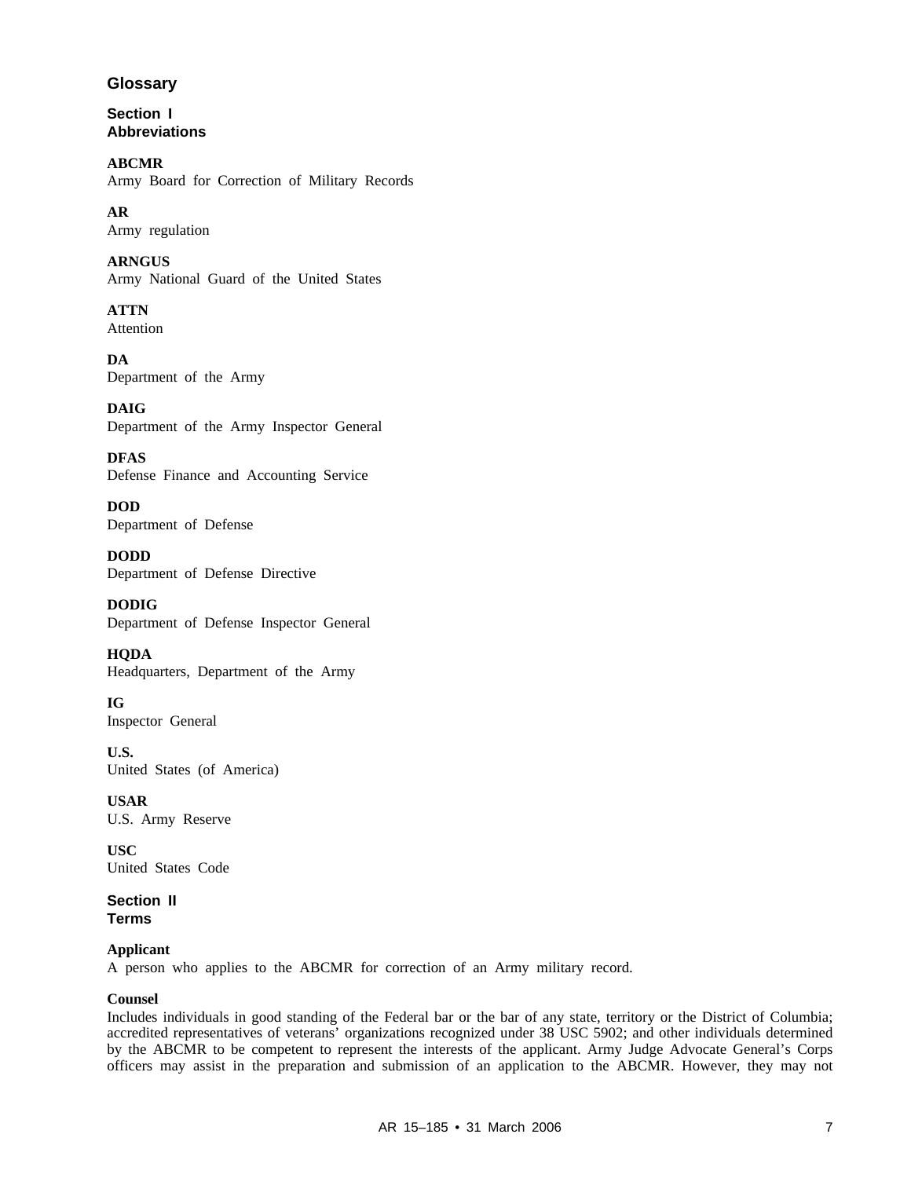# Glossary

## Section I
## Abbreviations

**ABCMR**
Army Board for Correction of Military Records

**AR**
Army regulation

**ARNGUS**
Army National Guard of the United States

**ATTN**
Attention

**DA**
Department of the Army

**DAIG**
Department of the Army Inspector General

**DFAS**
Defense Finance and Accounting Service

**DOD**
Department of Defense

**DODD**
Department of Defense Directive

**DODIG**
Department of Defense Inspector General

**HQDA**
Headquarters, Department of the Army

**IG**
Inspector General

**U.S.**
United States (of America)

**USAR**
U.S. Army Reserve

**USC**
United States Code

## Section II
## Terms

**Applicant**
A person who applies to the ABCMR for correction of an Army military record.

**Counsel**
Includes individuals in good standing of the Federal bar or the bar of any state, territory or the District of Columbia; accredited representatives of veterans' organizations recognized under 38 USC 5902; and other individuals determined by the ABCMR to be competent to represent the interests of the applicant. Army Judge Advocate General's Corps officers may assist in the preparation and submission of an application to the ABCMR. However, they may not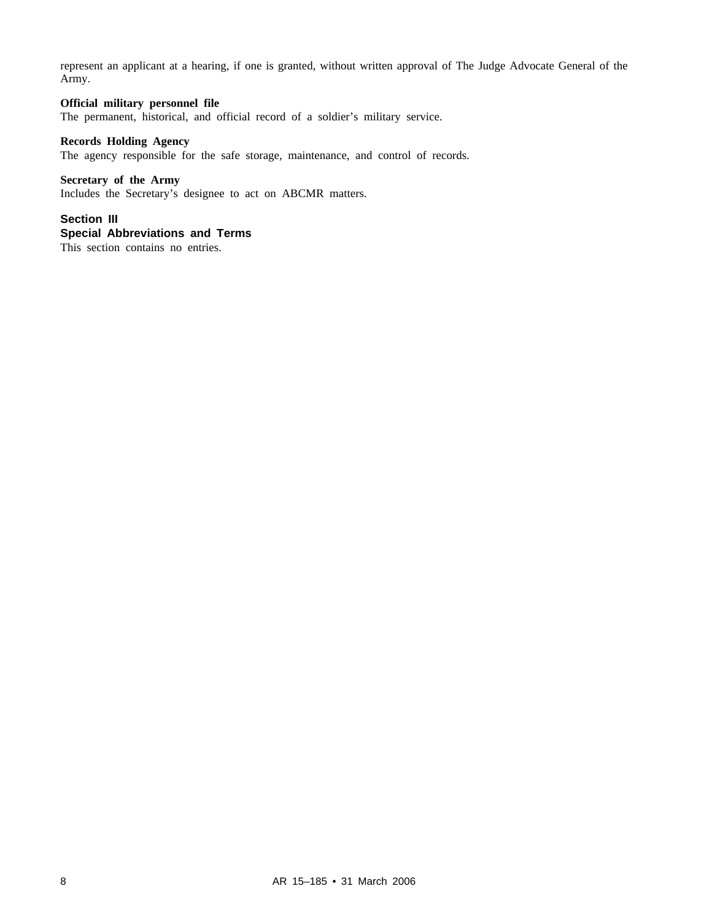represent an applicant at a hearing, if one is granted, without written approval of The Judge Advocate General of the Army.

**Official military personnel file**
The permanent, historical, and official record of a soldier's military service.

**Records Holding Agency**
The agency responsible for the safe storage, maintenance, and control of records.

**Secretary of the Army**
Includes the Secretary's designee to act on ABCMR matters.

## Section III
## Special Abbreviations and Terms

This section contains no entries.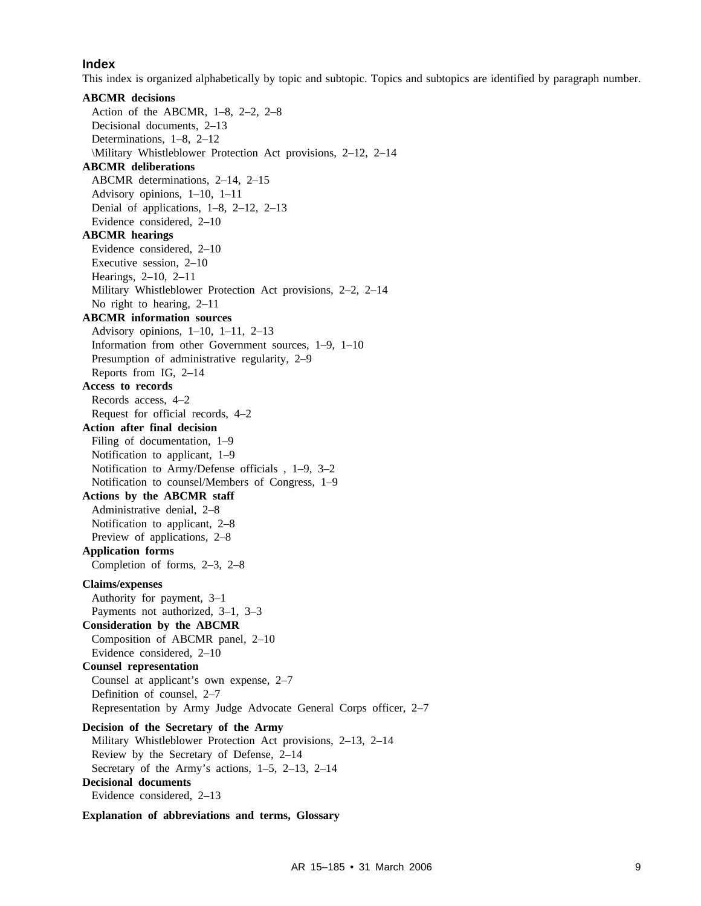## Index

This index is organized alphabetically by topic and subtopic. Topics and subtopics are identified by paragraph number.

**ABCMR decisions**
Action of the ABCMR, 1–8, 2–2, 2–8
Decisional documents, 2–13
Determinations, 1–8, 2–12
\Military Whistleblower Protection Act provisions, 2–12, 2–14

**ABCMR deliberations**
ABCMR determinations, 2–14, 2–15
Advisory opinions, 1–10, 1–11
Denial of applications, 1–8, 2–12, 2–13
Evidence considered, 2–10

**ABCMR hearings**
Evidence considered, 2–10
Executive session, 2–10
Hearings, 2–10, 2–11
Military Whistleblower Protection Act provisions, 2–2, 2–14
No right to hearing, 2–11

**ABCMR information sources**
Advisory opinions, 1–10, 1–11, 2–13
Information from other Government sources, 1–9, 1–10
Presumption of administrative regularity, 2–9
Reports from IG, 2–14

**Access to records**
Records access, 4–2
Request for official records, 4–2

**Action after final decision**
Filing of documentation, 1–9
Notification to applicant, 1–9
Notification to Army/Defense officials , 1–9, 3–2
Notification to counsel/Members of Congress, 1–9

**Actions by the ABCMR staff**
Administrative denial, 2–8
Notification to applicant, 2–8
Preview of applications, 2–8

**Application forms**
Completion of forms, 2–3, 2–8

**Claims/expenses**
Authority for payment, 3–1
Payments not authorized, 3–1, 3–3

**Consideration by the ABCMR**
Composition of ABCMR panel, 2–10
Evidence considered, 2–10

**Counsel representation**
Counsel at applicant's own expense, 2–7
Definition of counsel, 2–7
Representation by Army Judge Advocate General Corps officer, 2–7

**Decision of the Secretary of the Army**
Military Whistleblower Protection Act provisions, 2–13, 2–14
Review by the Secretary of Defense, 2–14
Secretary of the Army's actions, 1–5, 2–13, 2–14

**Decisional documents**
Evidence considered, 2–13

**Explanation of abbreviations and terms, Glossary**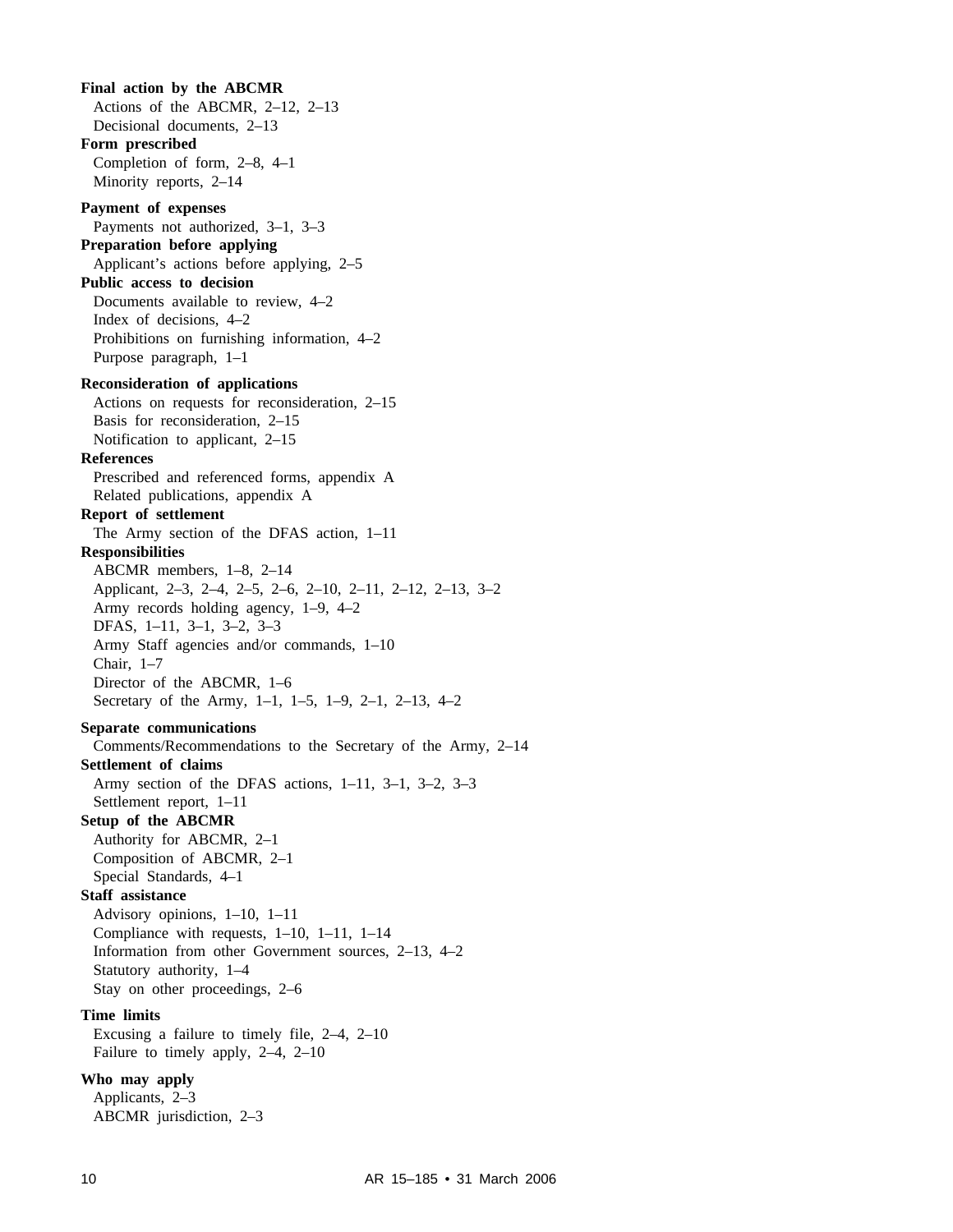**Final action by the ABCMR**
Actions of the ABCMR, 2–12, 2–13
Decisional documents, 2–13

**Form prescribed**
Completion of form, 2–8, 4–1
Minority reports, 2–14

**Payment of expenses**
Payments not authorized, 3–1, 3–3

**Preparation before applying**
Applicant's actions before applying, 2–5

**Public access to decision**
Documents available to review, 4–2
Index of decisions, 4–2
Prohibitions on furnishing information, 4–2
Purpose paragraph, 1–1

**Reconsideration of applications**
Actions on requests for reconsideration, 2–15
Basis for reconsideration, 2–15
Notification to applicant, 2–15

**References**
Prescribed and referenced forms, appendix A
Related publications, appendix A

**Report of settlement**
The Army section of the DFAS action, 1–11

**Responsibilities**
ABCMR members, 1–8, 2–14
Applicant, 2–3, 2–4, 2–5, 2–6, 2–10, 2–11, 2–12, 2–13, 3–2
Army records holding agency, 1–9, 4–2
DFAS, 1–11, 3–1, 3–2, 3–3
Army Staff agencies and/or commands, 1–10
Chair, 1–7
Director of the ABCMR, 1–6
Secretary of the Army, 1–1, 1–5, 1–9, 2–1, 2–13, 4–2

**Separate communications**
Comments/Recommendations to the Secretary of the Army, 2–14

**Settlement of claims**
Army section of the DFAS actions, 1–11, 3–1, 3–2, 3–3
Settlement report, 1–11

**Setup of the ABCMR**
Authority for ABCMR, 2–1
Composition of ABCMR, 2–1
Special Standards, 4–1

**Staff assistance**
Advisory opinions, 1–10, 1–11
Compliance with requests, 1–10, 1–11, 1–14
Information from other Government sources, 2–13, 4–2
Statutory authority, 1–4
Stay on other proceedings, 2–6

**Time limits**
Excusing a failure to timely file, 2–4, 2–10
Failure to timely apply, 2–4, 2–10

**Who may apply**
Applicants, 2–3
ABCMR jurisdiction, 2–3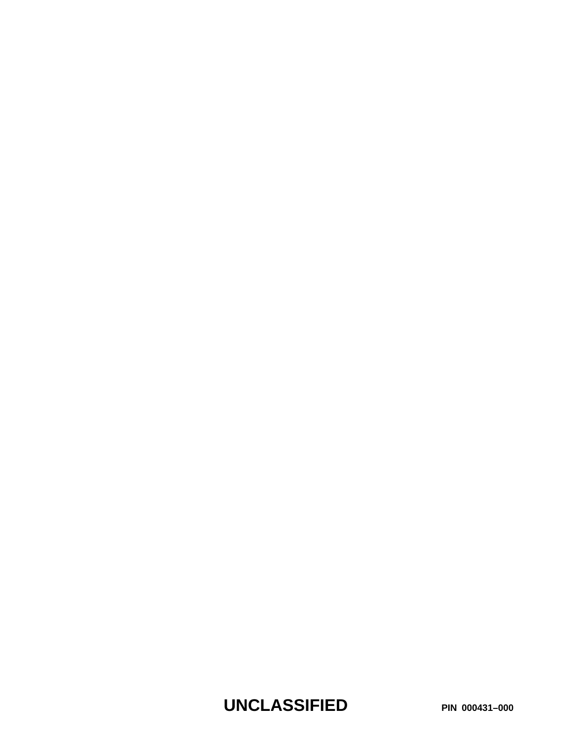**UNCLASSIFIED**

**PIN 000431–000**